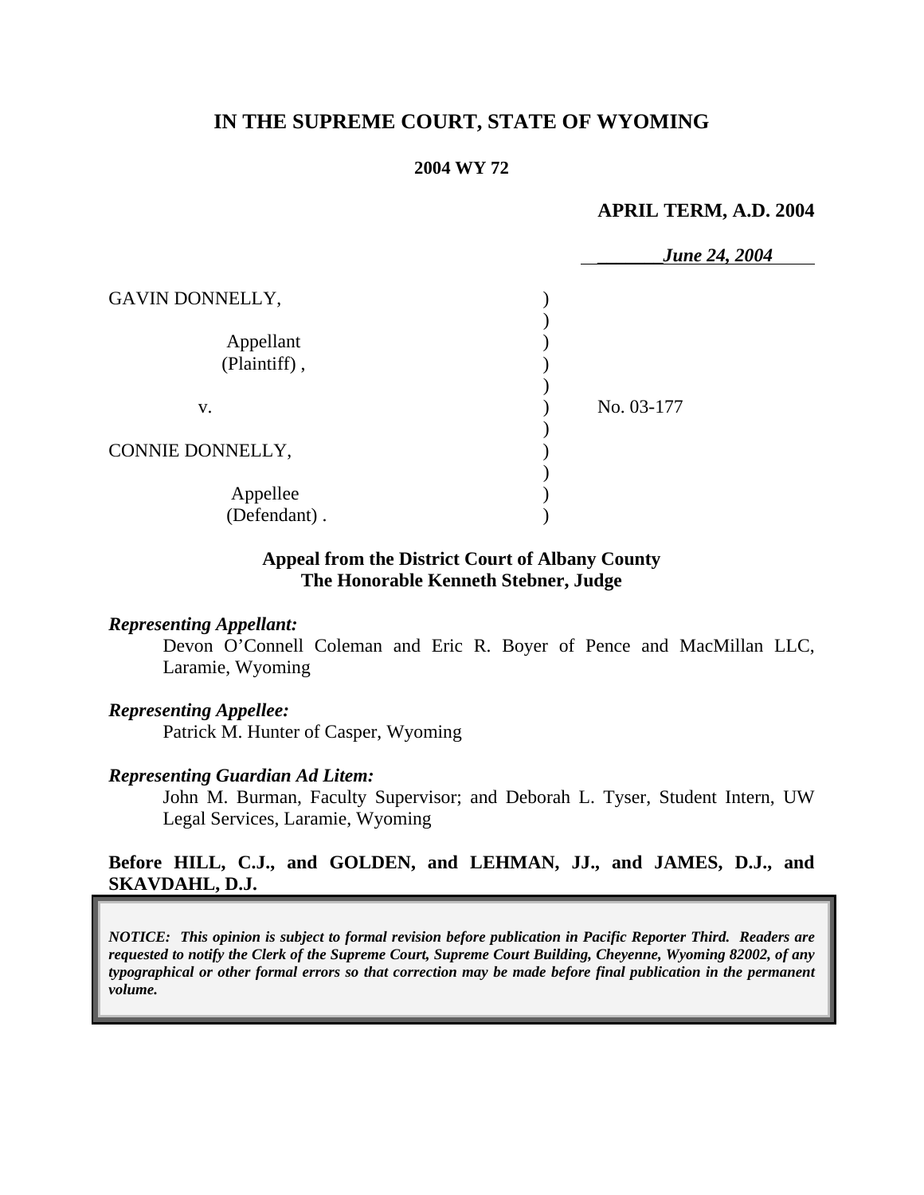# IN THE SUPREME COURT, STATE OF WYOMING

**2004 WY 72**

**APRIL TERM, A.D. 2004**

*June 24, 2004*

GAVIN DONNELLY,

Appellant (Plaintiff),

v.

CONNIE DONNELLY,

Appellee (Defendant).

No. 03-177

**Appeal from the District Court of Albany County**
**The Honorable Kenneth Stebner, Judge**

***Representing Appellant:***
Devon O'Connell Coleman and Eric R. Boyer of Pence and MacMillan LLC, Laramie, Wyoming

***Representing Appellee:***
Patrick M. Hunter of Casper, Wyoming

***Representing Guardian Ad Litem:***
John M. Burman, Faculty Supervisor; and Deborah L. Tyser, Student Intern, UW Legal Services, Laramie, Wyoming

**Before HILL, C.J., and GOLDEN, and LEHMAN, JJ., and JAMES, D.J., and SKAVDAHL, D.J.**

***NOTICE: This opinion is subject to formal revision before publication in Pacific Reporter Third. Readers are requested to notify the Clerk of the Supreme Court, Supreme Court Building, Cheyenne, Wyoming 82002, of any typographical or other formal errors so that correction may be made before final publication in the permanent volume.***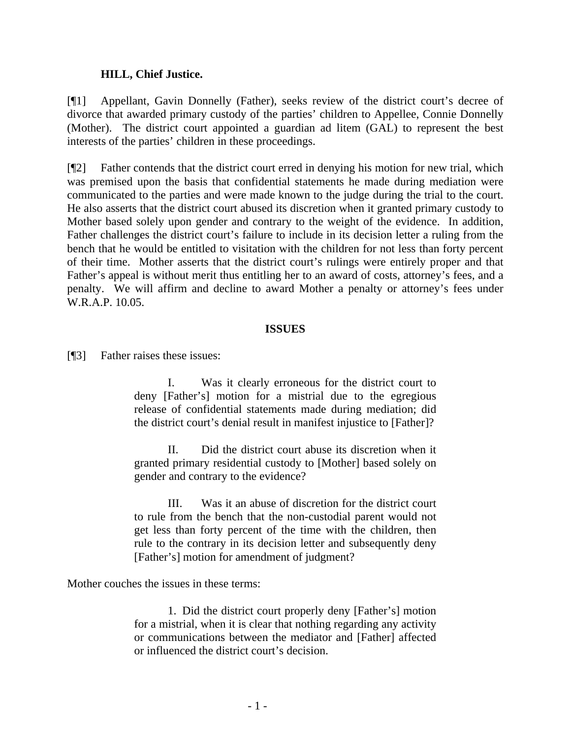**HILL, Chief Justice.**

[¶1] Appellant, Gavin Donnelly (Father), seeks review of the district court's decree of divorce that awarded primary custody of the parties' children to Appellee, Connie Donnelly (Mother). The district court appointed a guardian ad litem (GAL) to represent the best interests of the parties' children in these proceedings.

[¶2] Father contends that the district court erred in denying his motion for new trial, which was premised upon the basis that confidential statements he made during mediation were communicated to the parties and were made known to the judge during the trial to the court. He also asserts that the district court abused its discretion when it granted primary custody to Mother based solely upon gender and contrary to the weight of the evidence. In addition, Father challenges the district court's failure to include in its decision letter a ruling from the bench that he would be entitled to visitation with the children for not less than forty percent of their time. Mother asserts that the district court's rulings were entirely proper and that Father's appeal is without merit thus entitling her to an award of costs, attorney's fees, and a penalty. We will affirm and decline to award Mother a penalty or attorney's fees under W.R.A.P. 10.05.

**ISSUES**

[¶3] Father raises these issues:

> I. Was it clearly erroneous for the district court to deny [Father's] motion for a mistrial due to the egregious release of confidential statements made during mediation; did the district court's denial result in manifest injustice to [Father]?
>
> II. Did the district court abuse its discretion when it granted primary residential custody to [Mother] based solely on gender and contrary to the evidence?
>
> III. Was it an abuse of discretion for the district court to rule from the bench that the non-custodial parent would not get less than forty percent of the time with the children, then rule to the contrary in its decision letter and subsequently deny [Father's] motion for amendment of judgment?

Mother couches the issues in these terms:

> 1. Did the district court properly deny [Father's] motion for a mistrial, when it is clear that nothing regarding any activity or communications between the mediator and [Father] affected or influenced the district court's decision.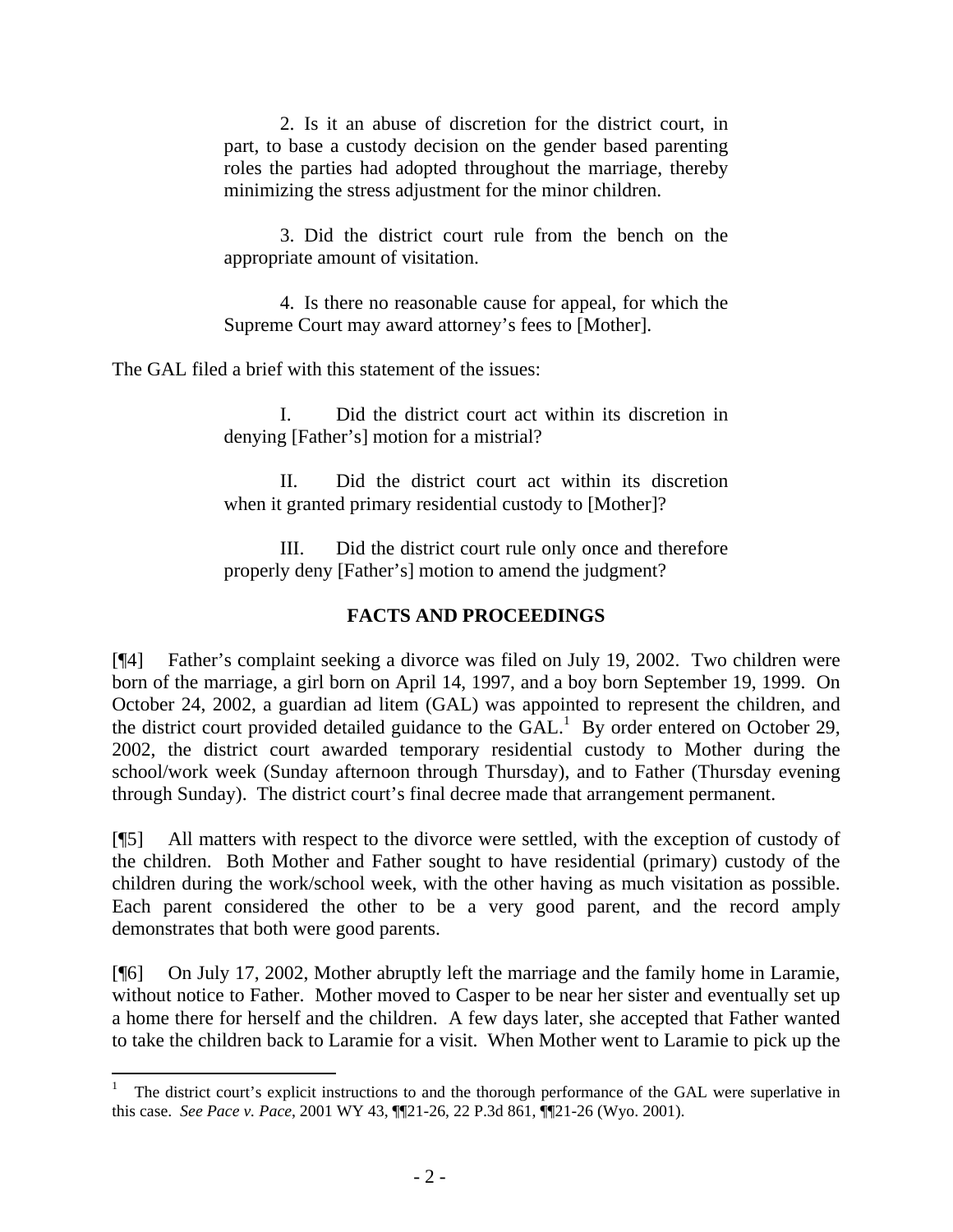> 2. Is it an abuse of discretion for the district court, in part, to base a custody decision on the gender based parenting roles the parties had adopted throughout the marriage, thereby minimizing the stress adjustment for the minor children.
>
> 3. Did the district court rule from the bench on the appropriate amount of visitation.
>
> 4. Is there no reasonable cause for appeal, for which the Supreme Court may award attorney's fees to [Mother].

The GAL filed a brief with this statement of the issues:

> I. Did the district court act within its discretion in denying [Father's] motion for a mistrial?
>
> II. Did the district court act within its discretion when it granted primary residential custody to [Mother]?
>
> III. Did the district court rule only once and therefore properly deny [Father's] motion to amend the judgment?

## FACTS AND PROCEEDINGS

[¶4] Father's complaint seeking a divorce was filed on July 19, 2002. Two children were born of the marriage, a girl born on April 14, 1997, and a boy born September 19, 1999. On October 24, 2002, a guardian ad litem (GAL) was appointed to represent the children, and the district court provided detailed guidance to the GAL.[1] By order entered on October 29, 2002, the district court awarded temporary residential custody to Mother during the school/work week (Sunday afternoon through Thursday), and to Father (Thursday evening through Sunday). The district court's final decree made that arrangement permanent.

[¶5] All matters with respect to the divorce were settled, with the exception of custody of the children. Both Mother and Father sought to have residential (primary) custody of the children during the work/school week, with the other having as much visitation as possible. Each parent considered the other to be a very good parent, and the record amply demonstrates that both were good parents.

[¶6] On July 17, 2002, Mother abruptly left the marriage and the family home in Laramie, without notice to Father. Mother moved to Casper to be near her sister and eventually set up a home there for herself and the children. A few days later, she accepted that Father wanted to take the children back to Laramie for a visit. When Mother went to Laramie to pick up the

---

[1] The district court's explicit instructions to and the thorough performance of the GAL were superlative in this case. *See Pace v. Pace*, 2001 WY 43, ¶¶21-26, 22 P.3d 861, ¶¶21-26 (Wyo. 2001).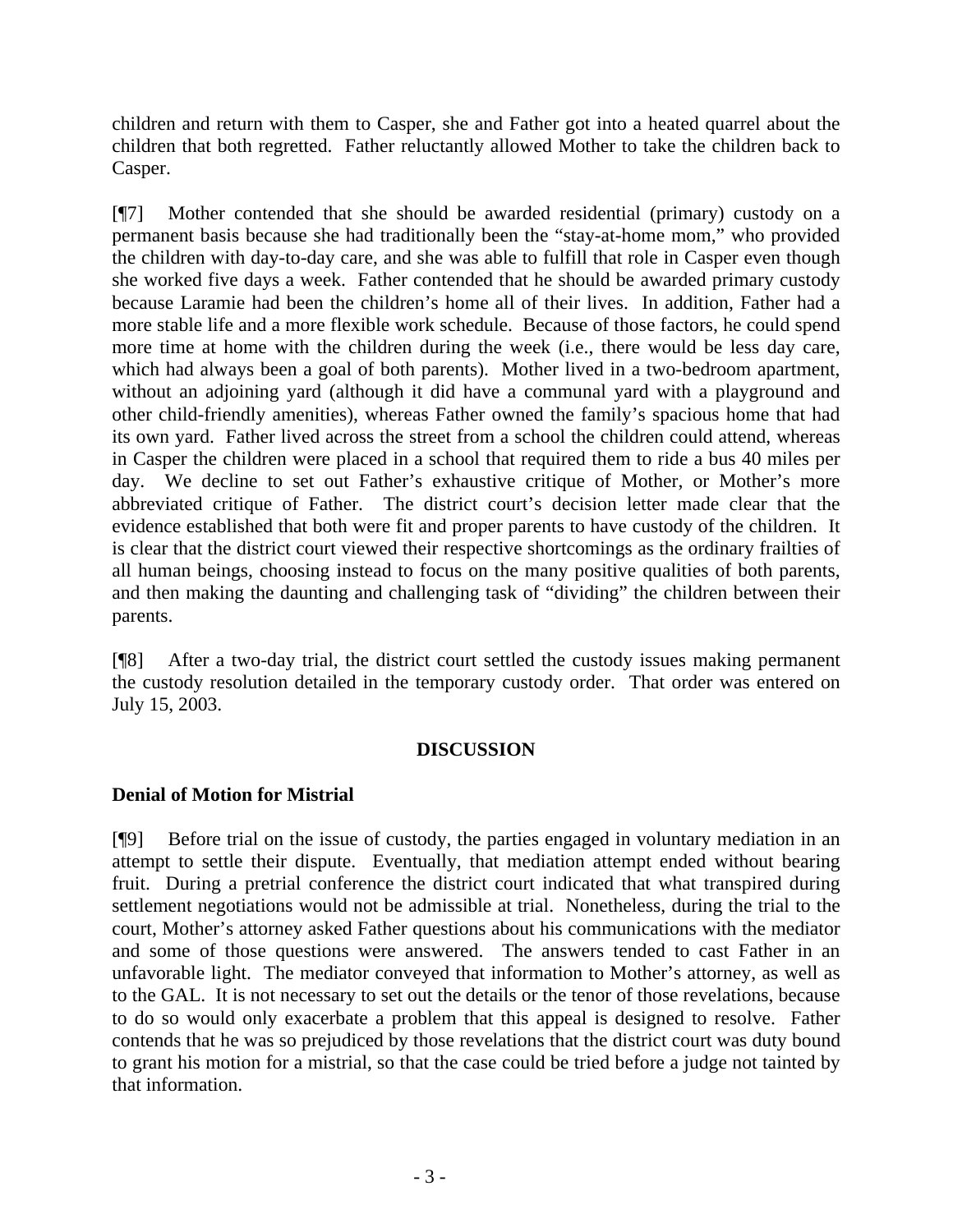children and return with them to Casper, she and Father got into a heated quarrel about the children that both regretted. Father reluctantly allowed Mother to take the children back to Casper.

[¶7] Mother contended that she should be awarded residential (primary) custody on a permanent basis because she had traditionally been the "stay-at-home mom," who provided the children with day-to-day care, and she was able to fulfill that role in Casper even though she worked five days a week. Father contended that he should be awarded primary custody because Laramie had been the children's home all of their lives. In addition, Father had a more stable life and a more flexible work schedule. Because of those factors, he could spend more time at home with the children during the week (i.e., there would be less day care, which had always been a goal of both parents). Mother lived in a two-bedroom apartment, without an adjoining yard (although it did have a communal yard with a playground and other child-friendly amenities), whereas Father owned the family's spacious home that had its own yard. Father lived across the street from a school the children could attend, whereas in Casper the children were placed in a school that required them to ride a bus 40 miles per day. We decline to set out Father's exhaustive critique of Mother, or Mother's more abbreviated critique of Father. The district court's decision letter made clear that the evidence established that both were fit and proper parents to have custody of the children. It is clear that the district court viewed their respective shortcomings as the ordinary frailties of all human beings, choosing instead to focus on the many positive qualities of both parents, and then making the daunting and challenging task of "dividing" the children between their parents.

[¶8] After a two-day trial, the district court settled the custody issues making permanent the custody resolution detailed in the temporary custody order. That order was entered on July 15, 2003.

## DISCUSSION

### Denial of Motion for Mistrial

[¶9] Before trial on the issue of custody, the parties engaged in voluntary mediation in an attempt to settle their dispute. Eventually, that mediation attempt ended without bearing fruit. During a pretrial conference the district court indicated that what transpired during settlement negotiations would not be admissible at trial. Nonetheless, during the trial to the court, Mother's attorney asked Father questions about his communications with the mediator and some of those questions were answered. The answers tended to cast Father in an unfavorable light. The mediator conveyed that information to Mother's attorney, as well as to the GAL. It is not necessary to set out the details or the tenor of those revelations, because to do so would only exacerbate a problem that this appeal is designed to resolve. Father contends that he was so prejudiced by those revelations that the district court was duty bound to grant his motion for a mistrial, so that the case could be tried before a judge not tainted by that information.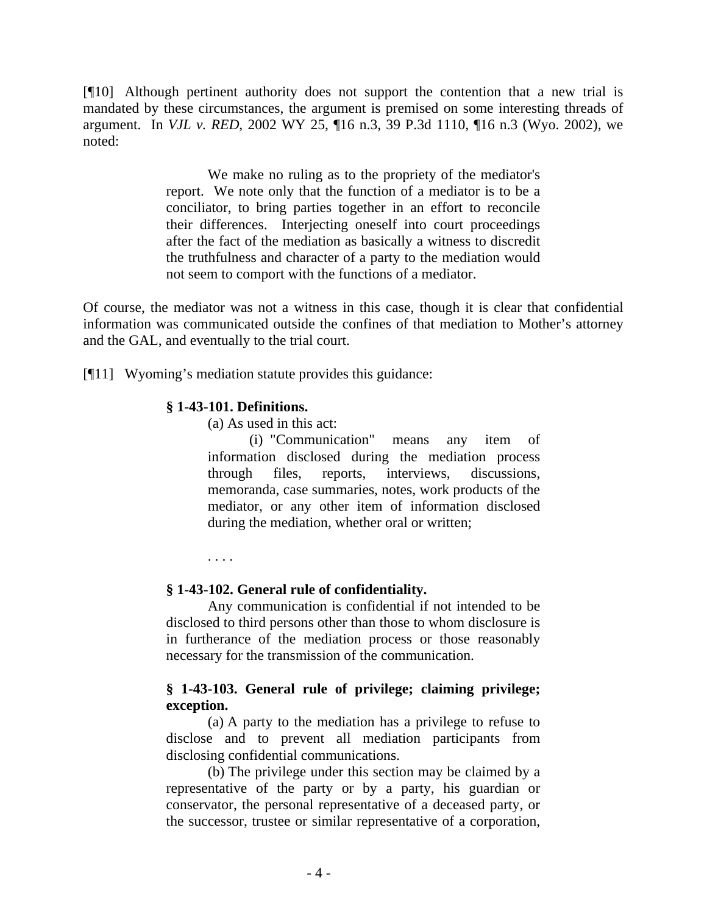[¶10] Although pertinent authority does not support the contention that a new trial is mandated by these circumstances, the argument is premised on some interesting threads of argument. In *VJL v. RED*, 2002 WY 25, ¶16 n.3, 39 P.3d 1110, ¶16 n.3 (Wyo. 2002), we noted:

> We make no ruling as to the propriety of the mediator's report. We note only that the function of a mediator is to be a conciliator, to bring parties together in an effort to reconcile their differences. Interjecting oneself into court proceedings after the fact of the mediation as basically a witness to discredit the truthfulness and character of a party to the mediation would not seem to comport with the functions of a mediator.

Of course, the mediator was not a witness in this case, though it is clear that confidential information was communicated outside the confines of that mediation to Mother's attorney and the GAL, and eventually to the trial court.

[¶11] Wyoming's mediation statute provides this guidance:

> **§ 1-43-101. Definitions.**
>
> (a) As used in this act:
>
> (i) "Communication" means any item of information disclosed during the mediation process through files, reports, interviews, discussions, memoranda, case summaries, notes, work products of the mediator, or any other item of information disclosed during the mediation, whether oral or written;
>
> . . . .
>
> **§ 1-43-102. General rule of confidentiality.**
>
> Any communication is confidential if not intended to be disclosed to third persons other than those to whom disclosure is in furtherance of the mediation process or those reasonably necessary for the transmission of the communication.
>
> **§ 1-43-103. General rule of privilege; claiming privilege; exception.**
>
> (a) A party to the mediation has a privilege to refuse to disclose and to prevent all mediation participants from disclosing confidential communications.
>
> (b) The privilege under this section may be claimed by a representative of the party or by a party, his guardian or conservator, the personal representative of a deceased party, or the successor, trustee or similar representative of a corporation,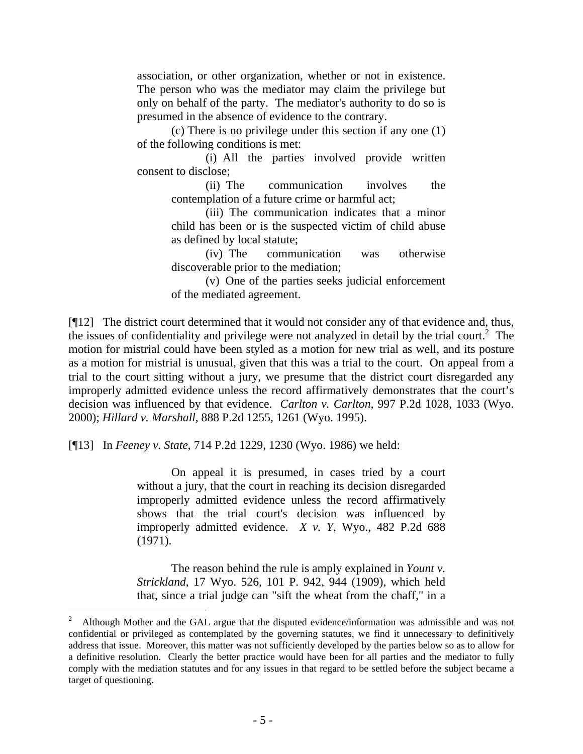> association, or other organization, whether or not in existence. The person who was the mediator may claim the privilege but only on behalf of the party. The mediator's authority to do so is presumed in the absence of evidence to the contrary.
>
> (c) There is no privilege under this section if any one (1) of the following conditions is met:
>
> (i) All the parties involved provide written consent to disclose;
>
> (ii) The communication involves the contemplation of a future crime or harmful act;
>
> (iii) The communication indicates that a minor child has been or is the suspected victim of child abuse as defined by local statute;
>
> (iv) The communication was otherwise discoverable prior to the mediation;
>
> (v) One of the parties seeks judicial enforcement of the mediated agreement.

[¶12] The district court determined that it would not consider any of that evidence and, thus, the issues of confidentiality and privilege were not analyzed in detail by the trial court.[2] The motion for mistrial could have been styled as a motion for new trial as well, and its posture as a motion for mistrial is unusual, given that this was a trial to the court. On appeal from a trial to the court sitting without a jury, we presume that the district court disregarded any improperly admitted evidence unless the record affirmatively demonstrates that the court's decision was influenced by that evidence. *Carlton v. Carlton*, 997 P.2d 1028, 1033 (Wyo. 2000); *Hillard v. Marshall*, 888 P.2d 1255, 1261 (Wyo. 1995).

[¶13] In *Feeney v. State*, 714 P.2d 1229, 1230 (Wyo. 1986) we held:

> On appeal it is presumed, in cases tried by a court without a jury, that the court in reaching its decision disregarded improperly admitted evidence unless the record affirmatively shows that the trial court's decision was influenced by improperly admitted evidence. *X v. Y*, Wyo., 482 P.2d 688 (1971).
>
> The reason behind the rule is amply explained in *Yount v. Strickland*, 17 Wyo. 526, 101 P. 942, 944 (1909), which held that, since a trial judge can "sift the wheat from the chaff," in a

---

[2] Although Mother and the GAL argue that the disputed evidence/information was admissible and was not confidential or privileged as contemplated by the governing statutes, we find it unnecessary to definitively address that issue. Moreover, this matter was not sufficiently developed by the parties below so as to allow for a definitive resolution. Clearly the better practice would have been for all parties and the mediator to fully comply with the mediation statutes and for any issues in that regard to be settled before the subject became a target of questioning.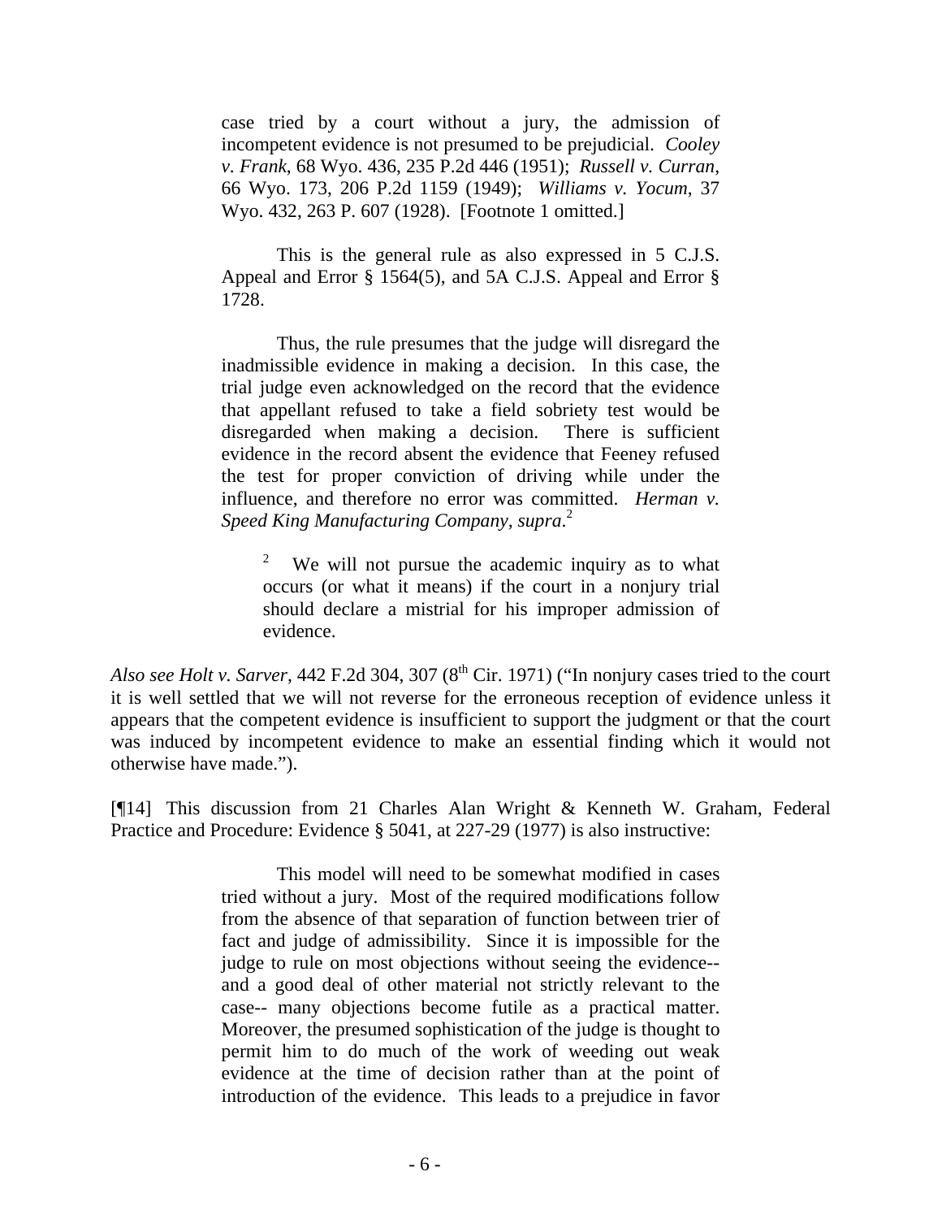> case tried by a court without a jury, the admission of incompetent evidence is not presumed to be prejudicial. *Cooley v. Frank*, 68 Wyo. 436, 235 P.2d 446 (1951); *Russell v. Curran*, 66 Wyo. 173, 206 P.2d 1159 (1949); *Williams v. Yocum*, 37 Wyo. 432, 263 P. 607 (1928). [Footnote 1 omitted.]
>
> This is the general rule as also expressed in 5 C.J.S. Appeal and Error § 1564(5), and 5A C.J.S. Appeal and Error § 1728.
>
> Thus, the rule presumes that the judge will disregard the inadmissible evidence in making a decision. In this case, the trial judge even acknowledged on the record that the evidence that appellant refused to take a field sobriety test would be disregarded when making a decision. There is sufficient evidence in the record absent the evidence that Feeney refused the test for proper conviction of driving while under the influence, and therefore no error was committed. *Herman v. Speed King Manufacturing Company, supra*.[2]
>
> > [2] We will not pursue the academic inquiry as to what occurs (or what it means) if the court in a nonjury trial should declare a mistrial for his improper admission of evidence.

*Also see Holt v. Sarver*, 442 F.2d 304, 307 (8th Cir. 1971) ("In nonjury cases tried to the court it is well settled that we will not reverse for the erroneous reception of evidence unless it appears that the competent evidence is insufficient to support the judgment or that the court was induced by incompetent evidence to make an essential finding which it would not otherwise have made.").

[¶14] This discussion from 21 Charles Alan Wright & Kenneth W. Graham, Federal Practice and Procedure: Evidence § 5041, at 227-29 (1977) is also instructive:

> This model will need to be somewhat modified in cases tried without a jury. Most of the required modifications follow from the absence of that separation of function between trier of fact and judge of admissibility. Since it is impossible for the judge to rule on most objections without seeing the evidence-- and a good deal of other material not strictly relevant to the case-- many objections become futile as a practical matter. Moreover, the presumed sophistication of the judge is thought to permit him to do much of the work of weeding out weak evidence at the time of decision rather than at the point of introduction of the evidence. This leads to a prejudice in favor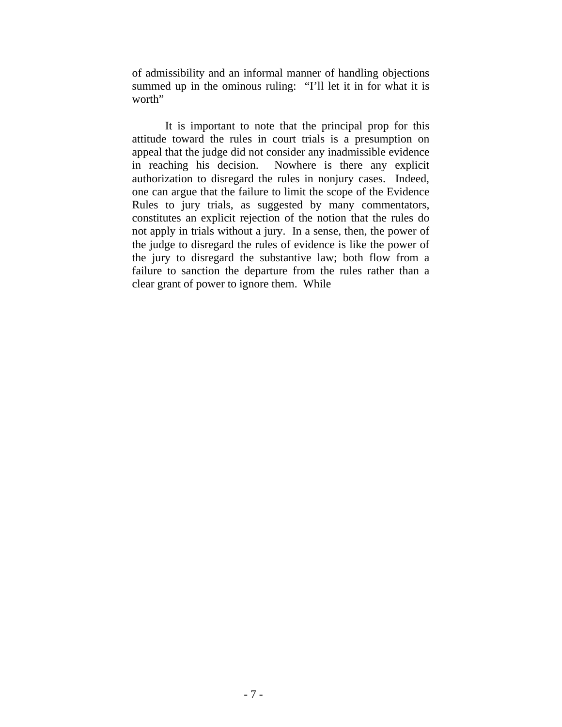of admissibility and an informal manner of handling objections summed up in the ominous ruling: "I'll let it in for what it is worth"

It is important to note that the principal prop for this attitude toward the rules in court trials is a presumption on appeal that the judge did not consider any inadmissible evidence in reaching his decision. Nowhere is there any explicit authorization to disregard the rules in nonjury cases. Indeed, one can argue that the failure to limit the scope of the Evidence Rules to jury trials, as suggested by many commentators, constitutes an explicit rejection of the notion that the rules do not apply in trials without a jury. In a sense, then, the power of the judge to disregard the rules of evidence is like the power of the jury to disregard the substantive law; both flow from a failure to sanction the departure from the rules rather than a clear grant of power to ignore them. While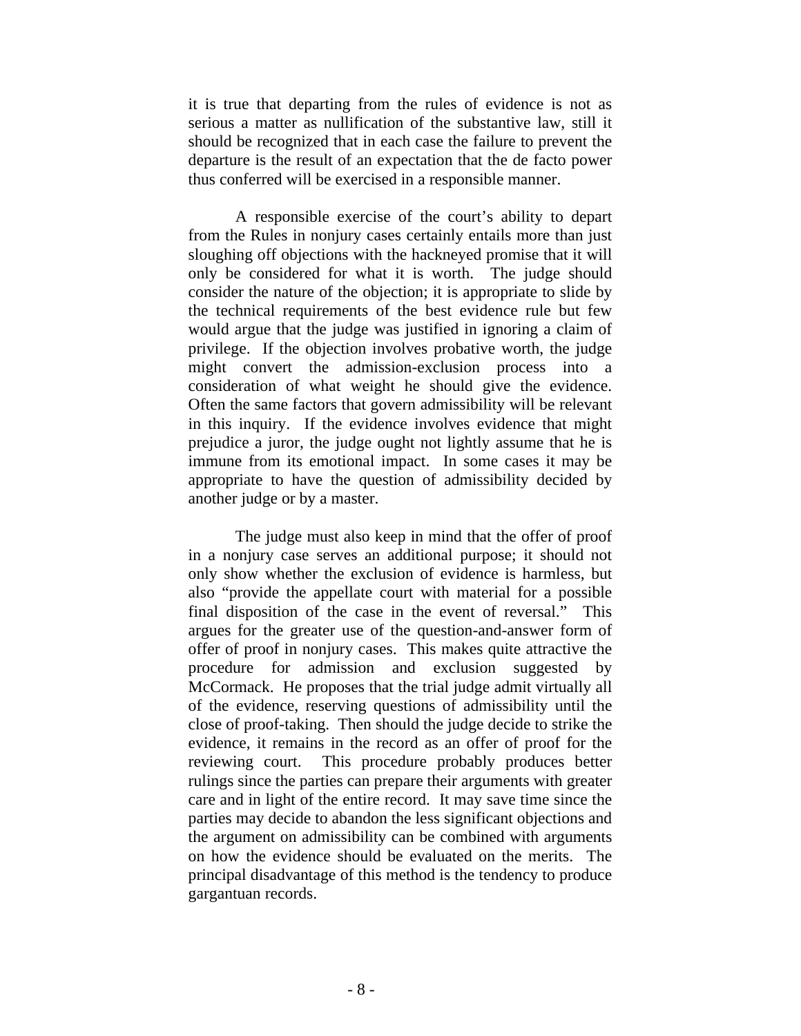it is true that departing from the rules of evidence is not as serious a matter as nullification of the substantive law, still it should be recognized that in each case the failure to prevent the departure is the result of an expectation that the de facto power thus conferred will be exercised in a responsible manner.

A responsible exercise of the court's ability to depart from the Rules in nonjury cases certainly entails more than just sloughing off objections with the hackneyed promise that it will only be considered for what it is worth. The judge should consider the nature of the objection; it is appropriate to slide by the technical requirements of the best evidence rule but few would argue that the judge was justified in ignoring a claim of privilege. If the objection involves probative worth, the judge might convert the admission-exclusion process into a consideration of what weight he should give the evidence. Often the same factors that govern admissibility will be relevant in this inquiry. If the evidence involves evidence that might prejudice a juror, the judge ought not lightly assume that he is immune from its emotional impact. In some cases it may be appropriate to have the question of admissibility decided by another judge or by a master.

The judge must also keep in mind that the offer of proof in a nonjury case serves an additional purpose; it should not only show whether the exclusion of evidence is harmless, but also "provide the appellate court with material for a possible final disposition of the case in the event of reversal." This argues for the greater use of the question-and-answer form of offer of proof in nonjury cases. This makes quite attractive the procedure for admission and exclusion suggested by McCormack. He proposes that the trial judge admit virtually all of the evidence, reserving questions of admissibility until the close of proof-taking. Then should the judge decide to strike the evidence, it remains in the record as an offer of proof for the reviewing court. This procedure probably produces better rulings since the parties can prepare their arguments with greater care and in light of the entire record. It may save time since the parties may decide to abandon the less significant objections and the argument on admissibility can be combined with arguments on how the evidence should be evaluated on the merits. The principal disadvantage of this method is the tendency to produce gargantuan records.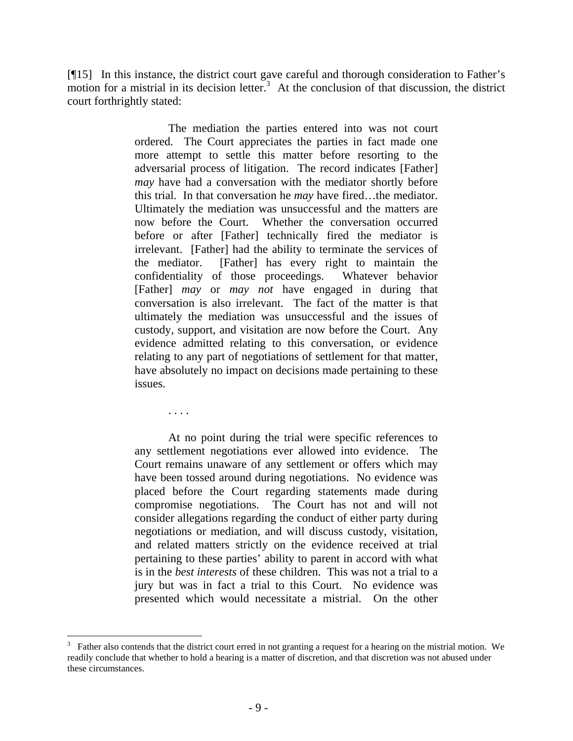[¶15] In this instance, the district court gave careful and thorough consideration to Father's motion for a mistrial in its decision letter.[3] At the conclusion of that discussion, the district court forthrightly stated:

> The mediation the parties entered into was not court ordered. The Court appreciates the parties in fact made one more attempt to settle this matter before resorting to the adversarial process of litigation. The record indicates [Father] *may* have had a conversation with the mediator shortly before this trial. In that conversation he *may* have fired…the mediator. Ultimately the mediation was unsuccessful and the matters are now before the Court. Whether the conversation occurred before or after [Father] technically fired the mediator is irrelevant. [Father] had the ability to terminate the services of the mediator. [Father] has every right to maintain the confidentiality of those proceedings. Whatever behavior [Father] *may* or *may not* have engaged in during that conversation is also irrelevant. The fact of the matter is that ultimately the mediation was unsuccessful and the issues of custody, support, and visitation are now before the Court. Any evidence admitted relating to this conversation, or evidence relating to any part of negotiations of settlement for that matter, have absolutely no impact on decisions made pertaining to these issues.
>
> . . . .
>
> At no point during the trial were specific references to any settlement negotiations ever allowed into evidence. The Court remains unaware of any settlement or offers which may have been tossed around during negotiations. No evidence was placed before the Court regarding statements made during compromise negotiations. The Court has not and will not consider allegations regarding the conduct of either party during negotiations or mediation, and will discuss custody, visitation, and related matters strictly on the evidence received at trial pertaining to these parties' ability to parent in accord with what is in the *best interests* of these children. This was not a trial to a jury but was in fact a trial to this Court. No evidence was presented which would necessitate a mistrial. On the other

[3] Father also contends that the district court erred in not granting a request for a hearing on the mistrial motion. We readily conclude that whether to hold a hearing is a matter of discretion, and that discretion was not abused under these circumstances.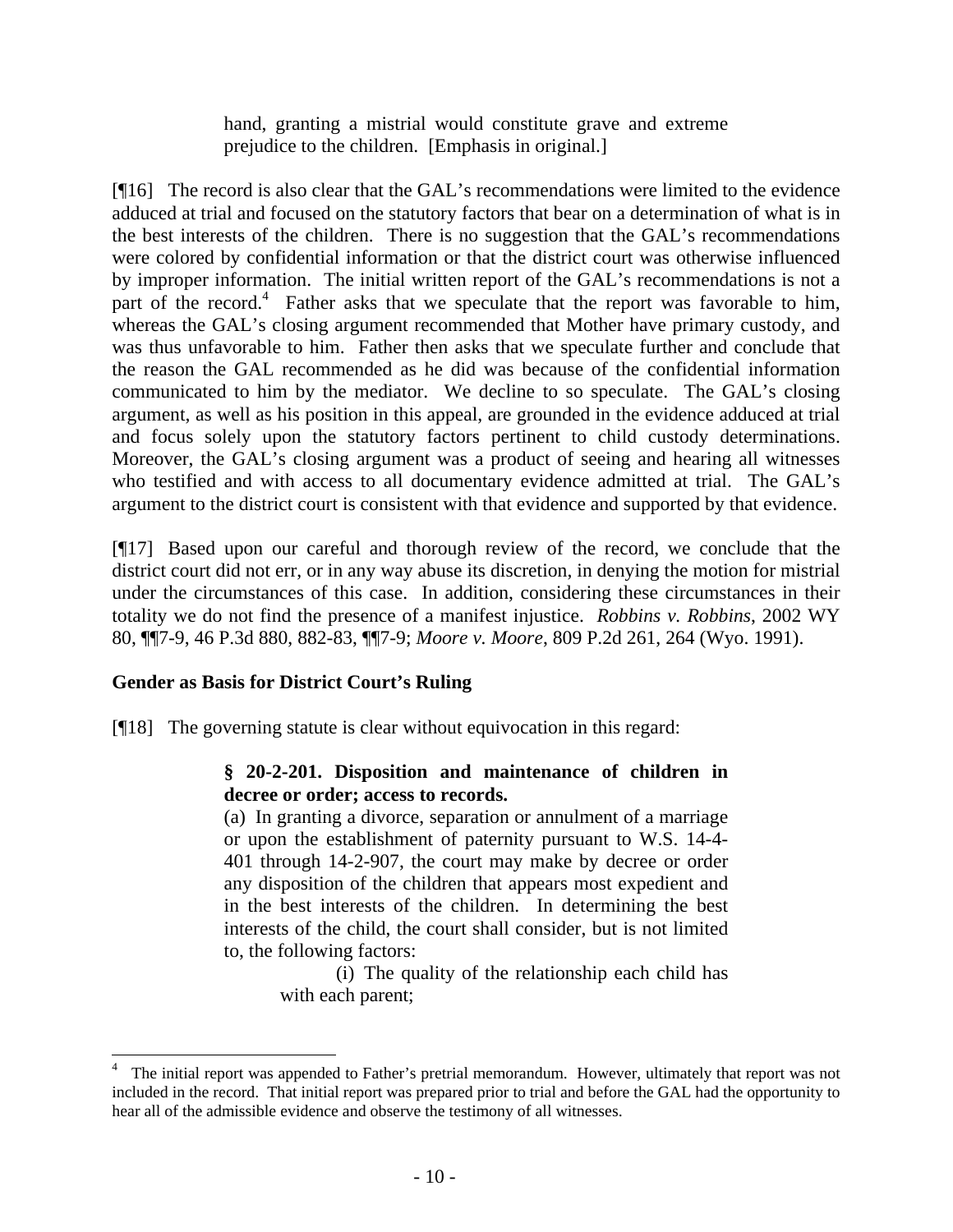> hand, granting a mistrial would constitute grave and extreme prejudice to the children. [Emphasis in original.]

[¶16] The record is also clear that the GAL's recommendations were limited to the evidence adduced at trial and focused on the statutory factors that bear on a determination of what is in the best interests of the children. There is no suggestion that the GAL's recommendations were colored by confidential information or that the district court was otherwise influenced by improper information. The initial written report of the GAL's recommendations is not a part of the record.[4] Father asks that we speculate that the report was favorable to him, whereas the GAL's closing argument recommended that Mother have primary custody, and was thus unfavorable to him. Father then asks that we speculate further and conclude that the reason the GAL recommended as he did was because of the confidential information communicated to him by the mediator. We decline to so speculate. The GAL's closing argument, as well as his position in this appeal, are grounded in the evidence adduced at trial and focus solely upon the statutory factors pertinent to child custody determinations. Moreover, the GAL's closing argument was a product of seeing and hearing all witnesses who testified and with access to all documentary evidence admitted at trial. The GAL's argument to the district court is consistent with that evidence and supported by that evidence.

[¶17] Based upon our careful and thorough review of the record, we conclude that the district court did not err, or in any way abuse its discretion, in denying the motion for mistrial under the circumstances of this case. In addition, considering these circumstances in their totality we do not find the presence of a manifest injustice. *Robbins v. Robbins*, 2002 WY 80, ¶¶7-9, 46 P.3d 880, 882-83, ¶¶7-9; *Moore v. Moore*, 809 P.2d 261, 264 (Wyo. 1991).

**Gender as Basis for District Court's Ruling**

[¶18] The governing statute is clear without equivocation in this regard:

> **§ 20-2-201. Disposition and maintenance of children in decree or order; access to records.**
>
> (a) In granting a divorce, separation or annulment of a marriage or upon the establishment of paternity pursuant to W.S. 14-4-401 through 14-2-907, the court may make by decree or order any disposition of the children that appears most expedient and in the best interests of the children. In determining the best interests of the child, the court shall consider, but is not limited to, the following factors:
>
> (i) The quality of the relationship each child has with each parent;

[4] The initial report was appended to Father's pretrial memorandum. However, ultimately that report was not included in the record. That initial report was prepared prior to trial and before the GAL had the opportunity to hear all of the admissible evidence and observe the testimony of all witnesses.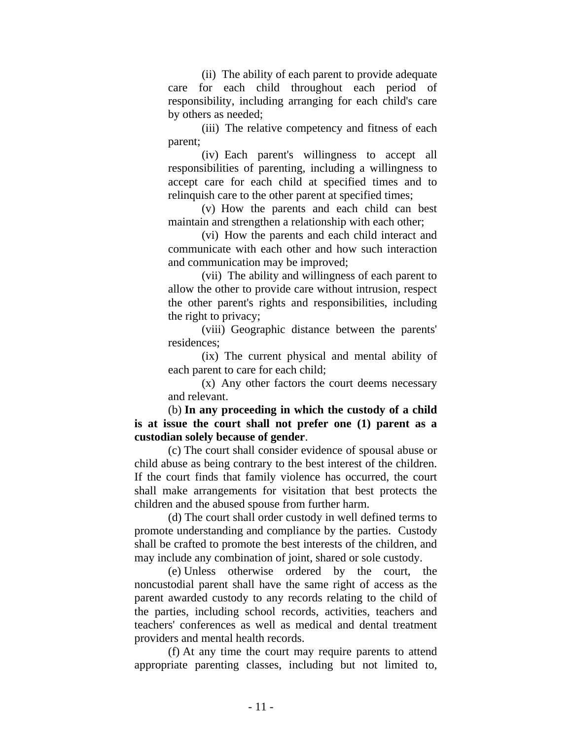(ii) The ability of each parent to provide adequate care for each child throughout each period of responsibility, including arranging for each child's care by others as needed;

(iii) The relative competency and fitness of each parent;

(iv) Each parent's willingness to accept all responsibilities of parenting, including a willingness to accept care for each child at specified times and to relinquish care to the other parent at specified times;

(v) How the parents and each child can best maintain and strengthen a relationship with each other;

(vi) How the parents and each child interact and communicate with each other and how such interaction and communication may be improved;

(vii) The ability and willingness of each parent to allow the other to provide care without intrusion, respect the other parent's rights and responsibilities, including the right to privacy;

(viii) Geographic distance between the parents' residences;

(ix) The current physical and mental ability of each parent to care for each child;

(x) Any other factors the court deems necessary and relevant.

(b) **In any proceeding in which the custody of a child is at issue the court shall not prefer one (1) parent as a custodian solely because of gender**.

(c) The court shall consider evidence of spousal abuse or child abuse as being contrary to the best interest of the children. If the court finds that family violence has occurred, the court shall make arrangements for visitation that best protects the children and the abused spouse from further harm.

(d) The court shall order custody in well defined terms to promote understanding and compliance by the parties. Custody shall be crafted to promote the best interests of the children, and may include any combination of joint, shared or sole custody.

(e) Unless otherwise ordered by the court, the noncustodial parent shall have the same right of access as the parent awarded custody to any records relating to the child of the parties, including school records, activities, teachers and teachers' conferences as well as medical and dental treatment providers and mental health records.

(f) At any time the court may require parents to attend appropriate parenting classes, including but not limited to,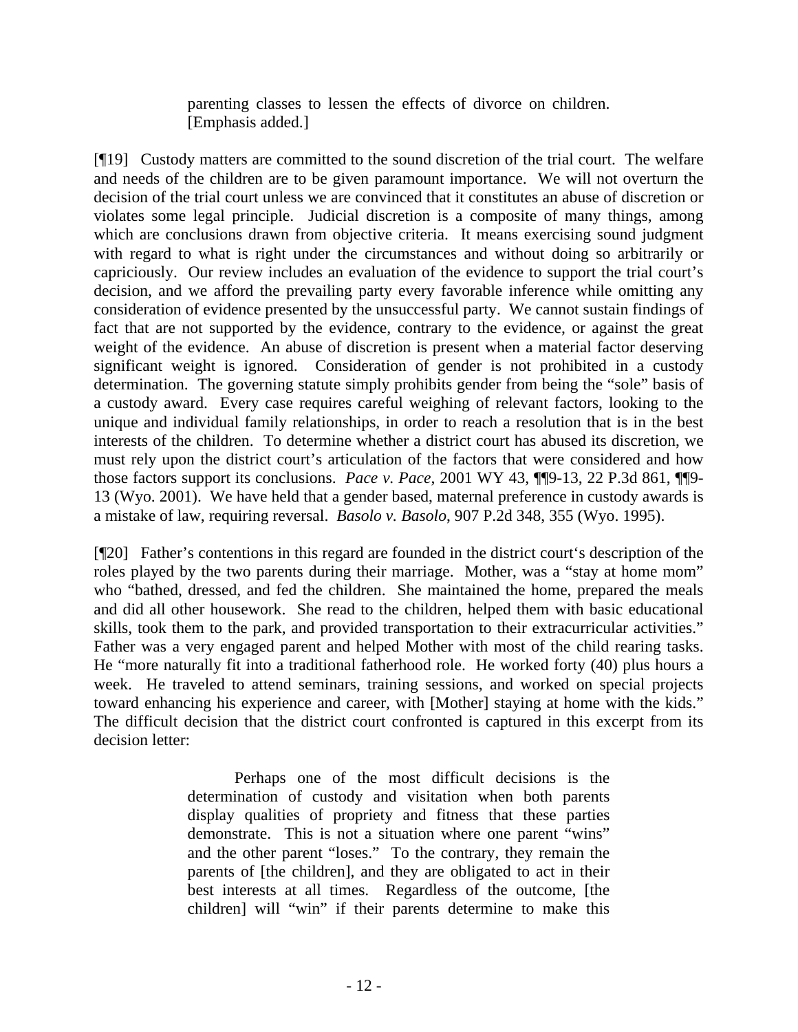> parenting classes to lessen the effects of divorce on children. [Emphasis added.]

[¶19] Custody matters are committed to the sound discretion of the trial court. The welfare and needs of the children are to be given paramount importance. We will not overturn the decision of the trial court unless we are convinced that it constitutes an abuse of discretion or violates some legal principle. Judicial discretion is a composite of many things, among which are conclusions drawn from objective criteria. It means exercising sound judgment with regard to what is right under the circumstances and without doing so arbitrarily or capriciously. Our review includes an evaluation of the evidence to support the trial court's decision, and we afford the prevailing party every favorable inference while omitting any consideration of evidence presented by the unsuccessful party. We cannot sustain findings of fact that are not supported by the evidence, contrary to the evidence, or against the great weight of the evidence. An abuse of discretion is present when a material factor deserving significant weight is ignored. Consideration of gender is not prohibited in a custody determination. The governing statute simply prohibits gender from being the "sole" basis of a custody award. Every case requires careful weighing of relevant factors, looking to the unique and individual family relationships, in order to reach a resolution that is in the best interests of the children. To determine whether a district court has abused its discretion, we must rely upon the district court's articulation of the factors that were considered and how those factors support its conclusions. *Pace v. Pace*, 2001 WY 43, ¶¶9-13, 22 P.3d 861, ¶¶9-13 (Wyo. 2001). We have held that a gender based, maternal preference in custody awards is a mistake of law, requiring reversal. *Basolo v. Basolo*, 907 P.2d 348, 355 (Wyo. 1995).

[¶20] Father's contentions in this regard are founded in the district court's description of the roles played by the two parents during their marriage. Mother, was a "stay at home mom" who "bathed, dressed, and fed the children. She maintained the home, prepared the meals and did all other housework. She read to the children, helped them with basic educational skills, took them to the park, and provided transportation to their extracurricular activities." Father was a very engaged parent and helped Mother with most of the child rearing tasks. He "more naturally fit into a traditional fatherhood role. He worked forty (40) plus hours a week. He traveled to attend seminars, training sessions, and worked on special projects toward enhancing his experience and career, with [Mother] staying at home with the kids." The difficult decision that the district court confronted is captured in this excerpt from its decision letter:

> Perhaps one of the most difficult decisions is the determination of custody and visitation when both parents display qualities of propriety and fitness that these parties demonstrate. This is not a situation where one parent "wins" and the other parent "loses." To the contrary, they remain the parents of [the children], and they are obligated to act in their best interests at all times. Regardless of the outcome, [the children] will "win" if their parents determine to make this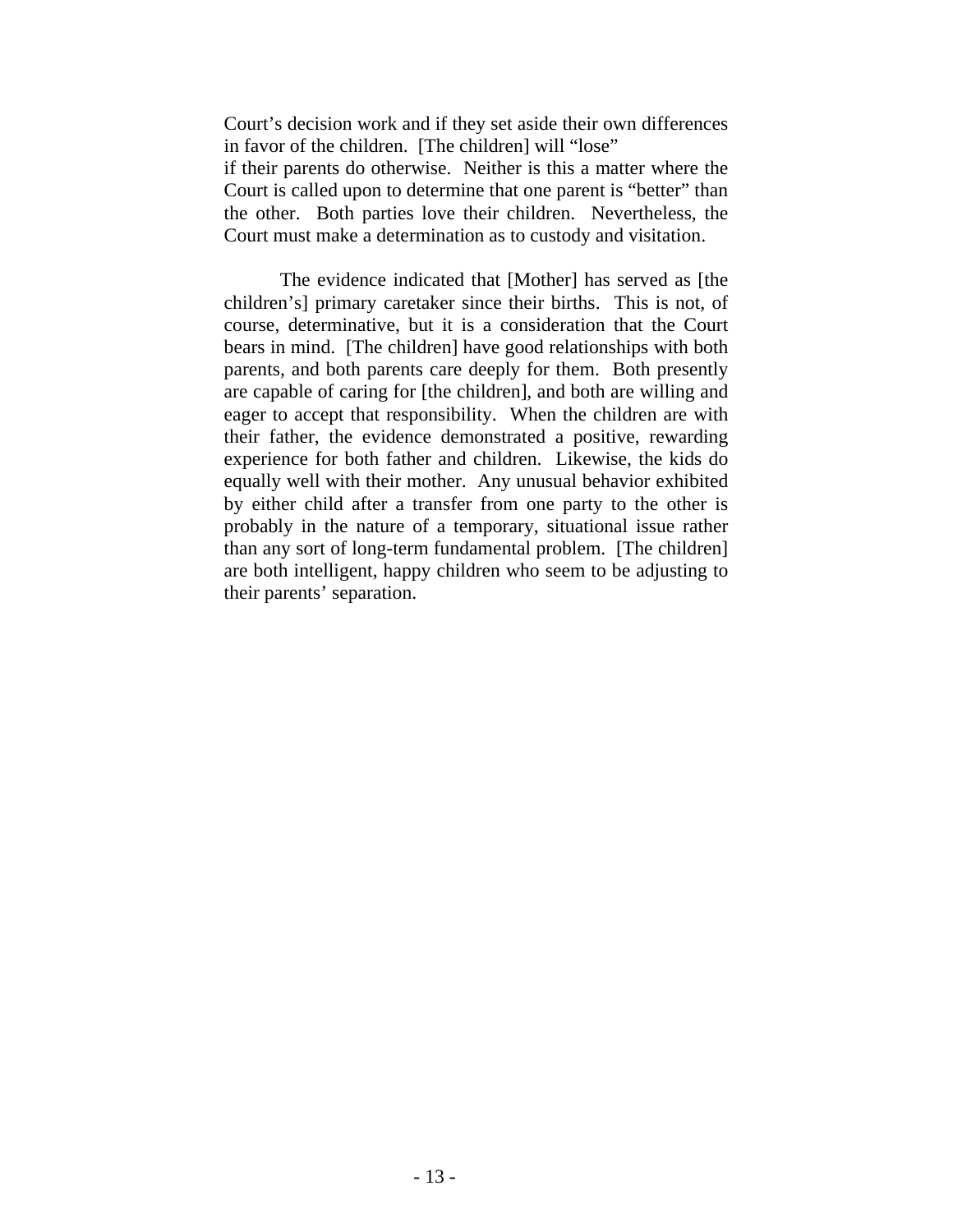Court's decision work and if they set aside their own differences in favor of the children. [The children] will "lose" if their parents do otherwise. Neither is this a matter where the Court is called upon to determine that one parent is "better" than the other. Both parties love their children. Nevertheless, the Court must make a determination as to custody and visitation.

The evidence indicated that [Mother] has served as [the children's] primary caretaker since their births. This is not, of course, determinative, but it is a consideration that the Court bears in mind. [The children] have good relationships with both parents, and both parents care deeply for them. Both presently are capable of caring for [the children], and both are willing and eager to accept that responsibility. When the children are with their father, the evidence demonstrated a positive, rewarding experience for both father and children. Likewise, the kids do equally well with their mother. Any unusual behavior exhibited by either child after a transfer from one party to the other is probably in the nature of a temporary, situational issue rather than any sort of long-term fundamental problem. [The children] are both intelligent, happy children who seem to be adjusting to their parents' separation.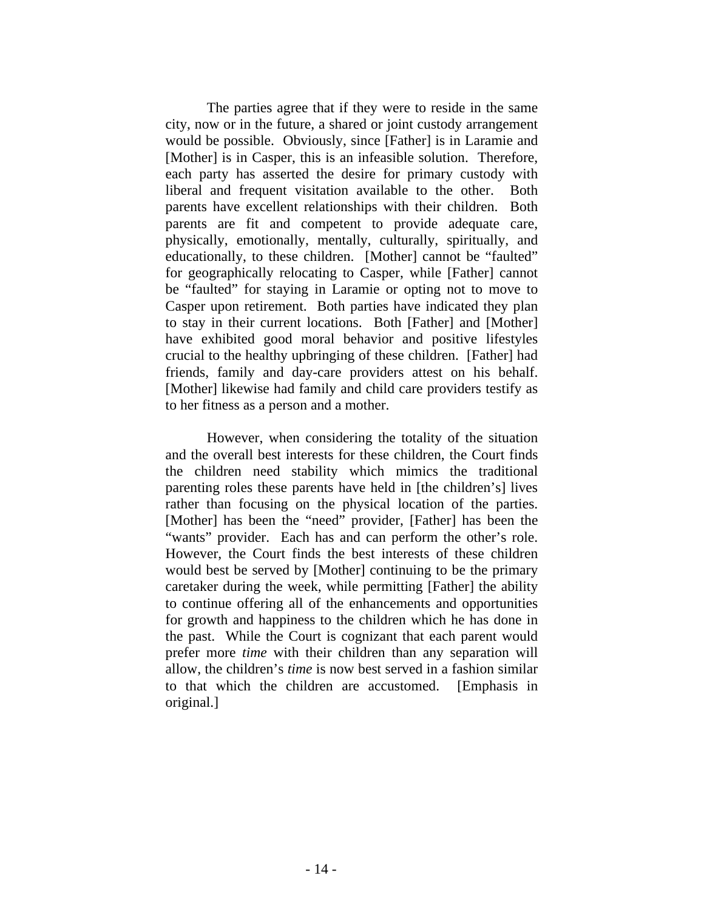The parties agree that if they were to reside in the same city, now or in the future, a shared or joint custody arrangement would be possible. Obviously, since [Father] is in Laramie and [Mother] is in Casper, this is an infeasible solution. Therefore, each party has asserted the desire for primary custody with liberal and frequent visitation available to the other. Both parents have excellent relationships with their children. Both parents are fit and competent to provide adequate care, physically, emotionally, mentally, culturally, spiritually, and educationally, to these children. [Mother] cannot be "faulted" for geographically relocating to Casper, while [Father] cannot be "faulted" for staying in Laramie or opting not to move to Casper upon retirement. Both parties have indicated they plan to stay in their current locations. Both [Father] and [Mother] have exhibited good moral behavior and positive lifestyles crucial to the healthy upbringing of these children. [Father] had friends, family and day-care providers attest on his behalf. [Mother] likewise had family and child care providers testify as to her fitness as a person and a mother.

However, when considering the totality of the situation and the overall best interests for these children, the Court finds the children need stability which mimics the traditional parenting roles these parents have held in [the children's] lives rather than focusing on the physical location of the parties. [Mother] has been the "need" provider, [Father] has been the "wants" provider. Each has and can perform the other's role. However, the Court finds the best interests of these children would best be served by [Mother] continuing to be the primary caretaker during the week, while permitting [Father] the ability to continue offering all of the enhancements and opportunities for growth and happiness to the children which he has done in the past. While the Court is cognizant that each parent would prefer more *time* with their children than any separation will allow, the children's *time* is now best served in a fashion similar to that which the children are accustomed. [Emphasis in original.]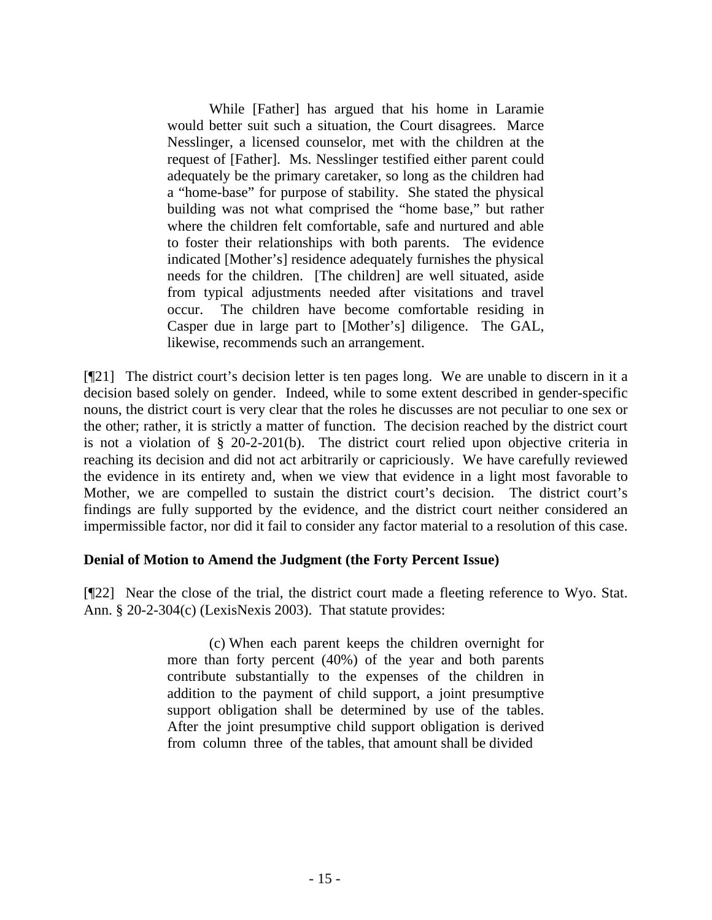> While [Father] has argued that his home in Laramie would better suit such a situation, the Court disagrees. Marce Nesslinger, a licensed counselor, met with the children at the request of [Father]. Ms. Nesslinger testified either parent could adequately be the primary caretaker, so long as the children had a "home-base" for purpose of stability. She stated the physical building was not what comprised the "home base," but rather where the children felt comfortable, safe and nurtured and able to foster their relationships with both parents. The evidence indicated [Mother's] residence adequately furnishes the physical needs for the children. [The children] are well situated, aside from typical adjustments needed after visitations and travel occur. The children have become comfortable residing in Casper due in large part to [Mother's] diligence. The GAL, likewise, recommends such an arrangement.

[¶21] The district court's decision letter is ten pages long. We are unable to discern in it a decision based solely on gender. Indeed, while to some extent described in gender-specific nouns, the district court is very clear that the roles he discusses are not peculiar to one sex or the other; rather, it is strictly a matter of function. The decision reached by the district court is not a violation of § 20-2-201(b). The district court relied upon objective criteria in reaching its decision and did not act arbitrarily or capriciously. We have carefully reviewed the evidence in its entirety and, when we view that evidence in a light most favorable to Mother, we are compelled to sustain the district court's decision. The district court's findings are fully supported by the evidence, and the district court neither considered an impermissible factor, nor did it fail to consider any factor material to a resolution of this case.

**Denial of Motion to Amend the Judgment (the Forty Percent Issue)**

[¶22] Near the close of the trial, the district court made a fleeting reference to Wyo. Stat. Ann. § 20-2-304(c) (LexisNexis 2003). That statute provides:

> (c) When each parent keeps the children overnight for more than forty percent (40%) of the year and both parents contribute substantially to the expenses of the children in addition to the payment of child support, a joint presumptive support obligation shall be determined by use of the tables. After the joint presumptive child support obligation is derived from column three of the tables, that amount shall be divided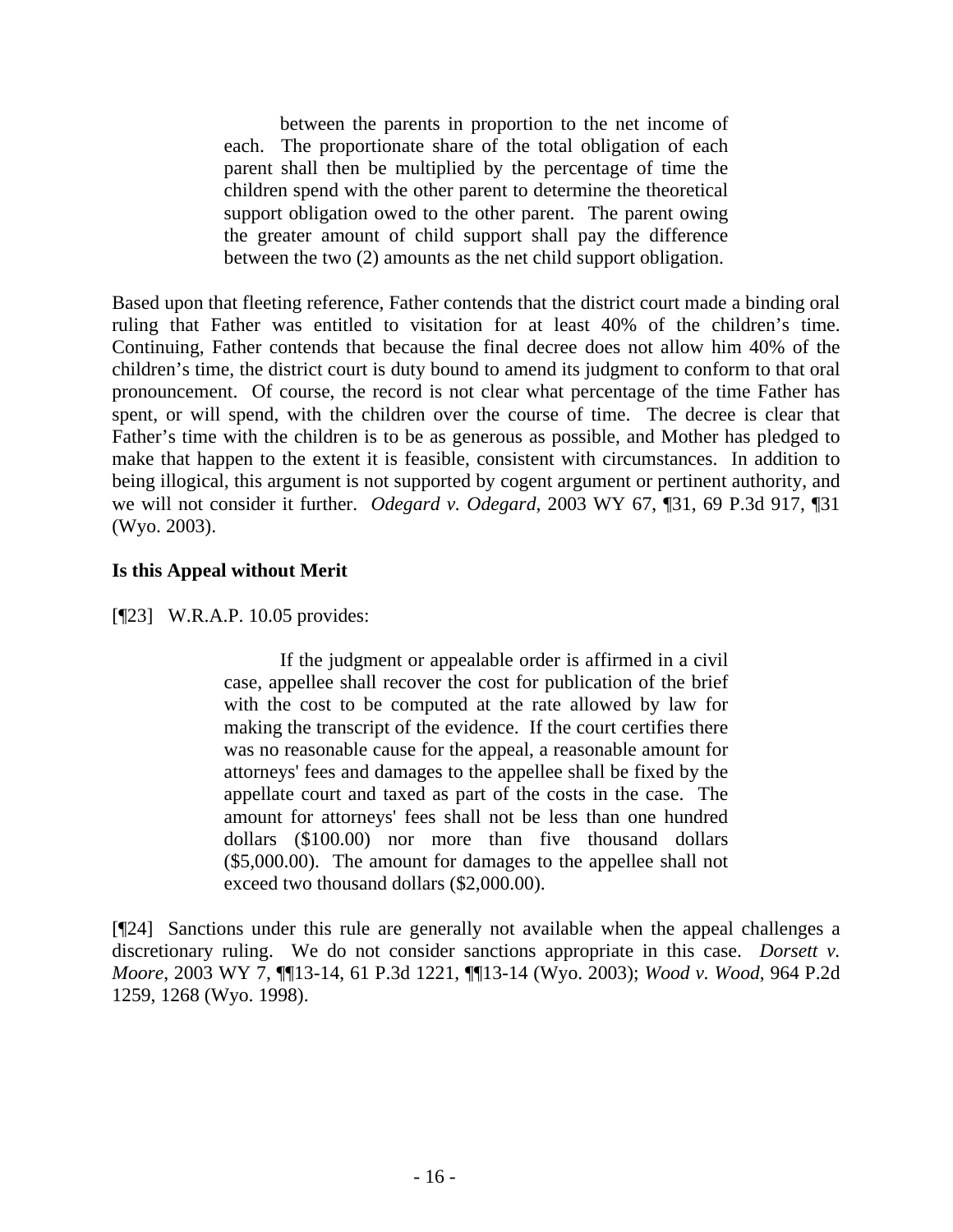> between the parents in proportion to the net income of each. The proportionate share of the total obligation of each parent shall then be multiplied by the percentage of time the children spend with the other parent to determine the theoretical support obligation owed to the other parent. The parent owing the greater amount of child support shall pay the difference between the two (2) amounts as the net child support obligation.

Based upon that fleeting reference, Father contends that the district court made a binding oral ruling that Father was entitled to visitation for at least 40% of the children's time. Continuing, Father contends that because the final decree does not allow him 40% of the children's time, the district court is duty bound to amend its judgment to conform to that oral pronouncement. Of course, the record is not clear what percentage of the time Father has spent, or will spend, with the children over the course of time. The decree is clear that Father's time with the children is to be as generous as possible, and Mother has pledged to make that happen to the extent it is feasible, consistent with circumstances. In addition to being illogical, this argument is not supported by cogent argument or pertinent authority, and we will not consider it further. *Odegard v. Odegard*, 2003 WY 67, ¶31, 69 P.3d 917, ¶31 (Wyo. 2003).

**Is this Appeal without Merit**

[¶23] W.R.A.P. 10.05 provides:

> If the judgment or appealable order is affirmed in a civil case, appellee shall recover the cost for publication of the brief with the cost to be computed at the rate allowed by law for making the transcript of the evidence. If the court certifies there was no reasonable cause for the appeal, a reasonable amount for attorneys' fees and damages to the appellee shall be fixed by the appellate court and taxed as part of the costs in the case. The amount for attorneys' fees shall not be less than one hundred dollars ($100.00) nor more than five thousand dollars ($5,000.00). The amount for damages to the appellee shall not exceed two thousand dollars ($2,000.00).

[¶24] Sanctions under this rule are generally not available when the appeal challenges a discretionary ruling. We do not consider sanctions appropriate in this case. *Dorsett v. Moore*, 2003 WY 7, ¶¶13-14, 61 P.3d 1221, ¶¶13-14 (Wyo. 2003); *Wood v. Wood*, 964 P.2d 1259, 1268 (Wyo. 1998).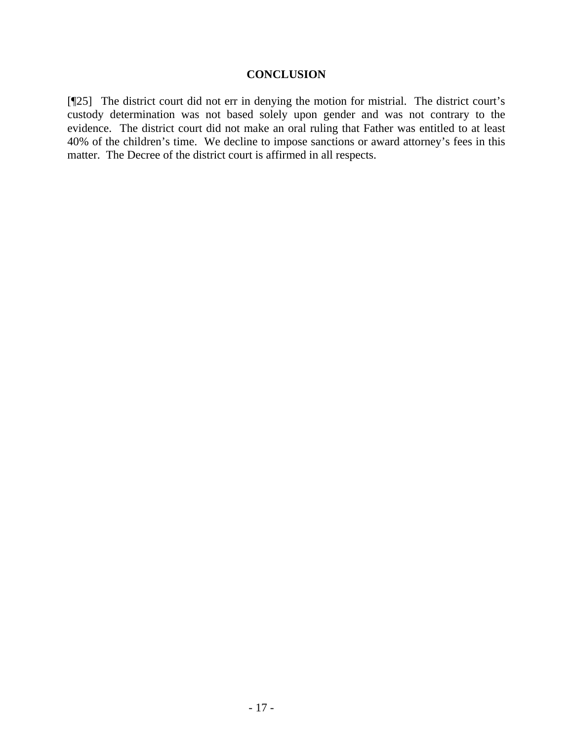## CONCLUSION

[¶25] The district court did not err in denying the motion for mistrial. The district court's custody determination was not based solely upon gender and was not contrary to the evidence. The district court did not make an oral ruling that Father was entitled to at least 40% of the children's time. We decline to impose sanctions or award attorney's fees in this matter. The Decree of the district court is affirmed in all respects.